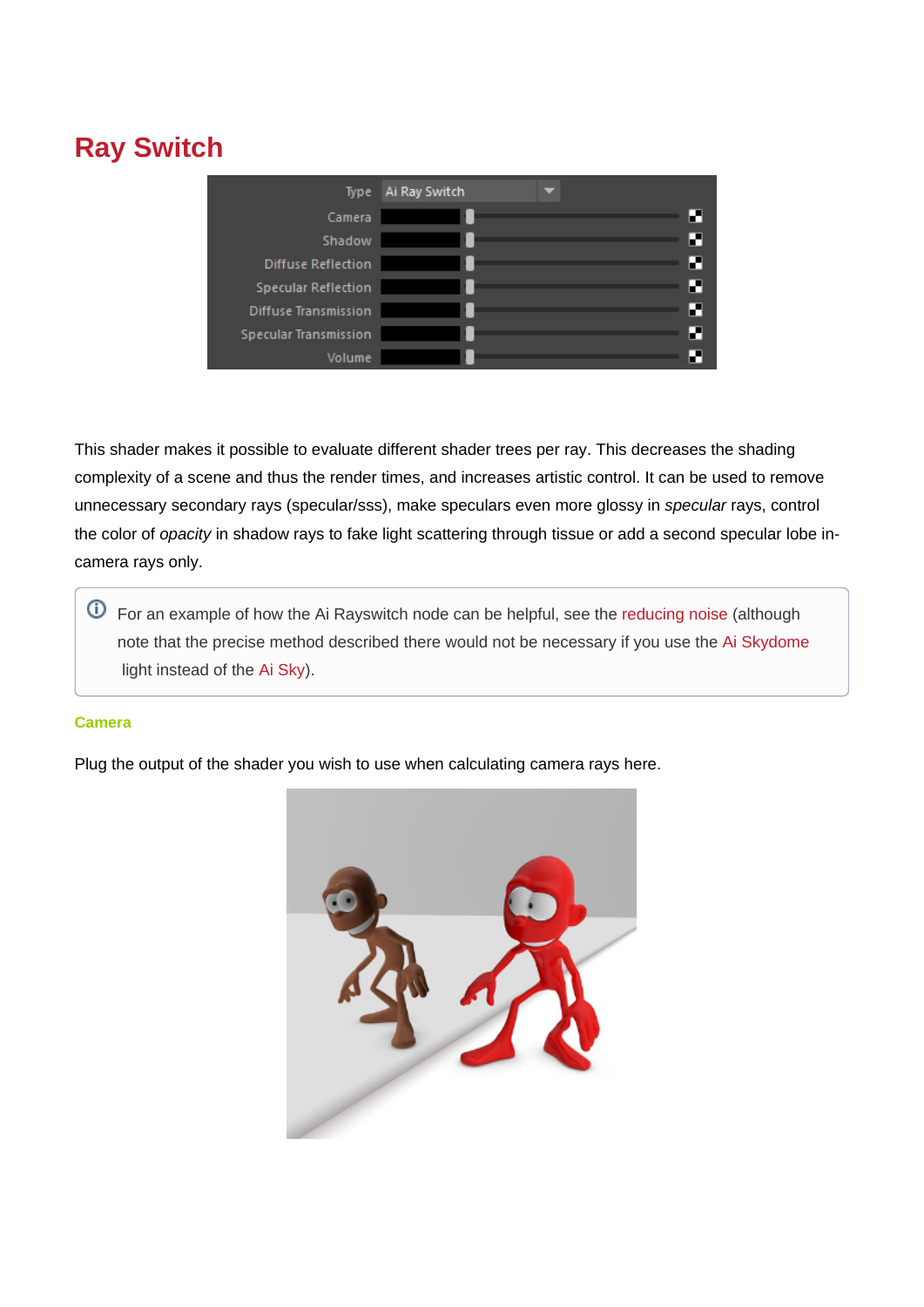# Ray Switch

This shader makes it possible to evaluate different shader trees per ray. This decreases the shading complexity of a scene and thus the render times, and increases artistic control. It can be used to remove unnecessary secondary rays (specular/sss), make speculars even more glossy in *specular* rays, control the color of *opacity* in shadow rays to fake light scattering through tissue or add a second specular lobe in-camera rays only.

> For an example of how the Ai Rayswitch node can be helpful, see the reducing noise (although note that the precise method described there would not be necessary if you use the Ai Skydome light instead of the Ai Sky).

#### Camera

Plug the output of the shader you wish to use when calculating camera rays here.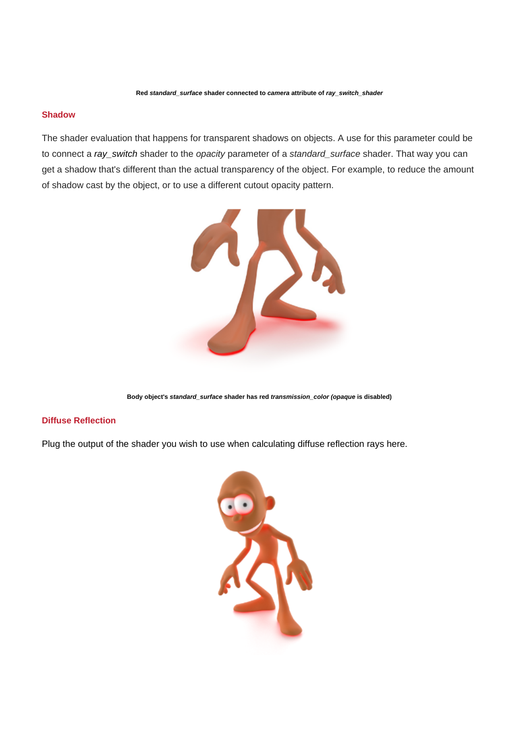**Red *standard_surface* shader connected to *camera* attribute of *ray_switch_shader***

## Shadow

The shader evaluation that happens for transparent shadows on objects. A use for this parameter could be to connect a *ray_switch* shader to the *opacity* parameter of a *standard_surface* shader. That way you can get a shadow that's different than the actual transparency of the object. For example, to reduce the amount of shadow cast by the object, or to use a different cutout opacity pattern.

**Body object's *standard_surface* shader has red *transmission_color (opaque* is disabled)**

## Diffuse Reflection

Plug the output of the shader you wish to use when calculating diffuse reflection rays here.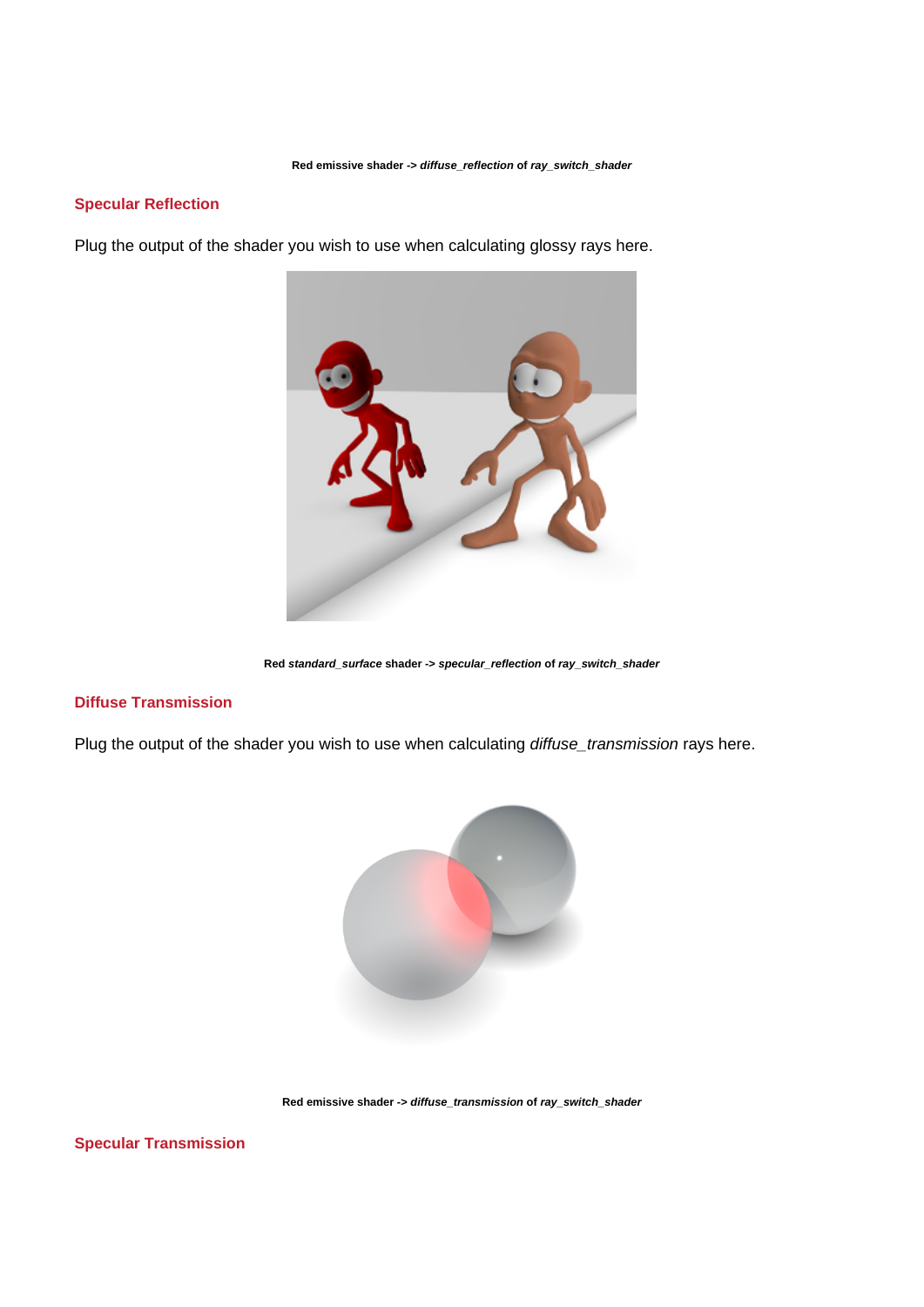**Red emissive shader -> *diffuse_reflection* of *ray_switch_shader***

## Specular Reflection

Plug the output of the shader you wish to use when calculating glossy rays here.

**Red *standard_surface* shader -> *specular_reflection* of *ray_switch_shader***

## Diffuse Transmission

Plug the output of the shader you wish to use when calculating *diffuse_transmission* rays here.

**Red emissive shader -> *diffuse_transmission* of *ray_switch_shader***

## Specular Transmission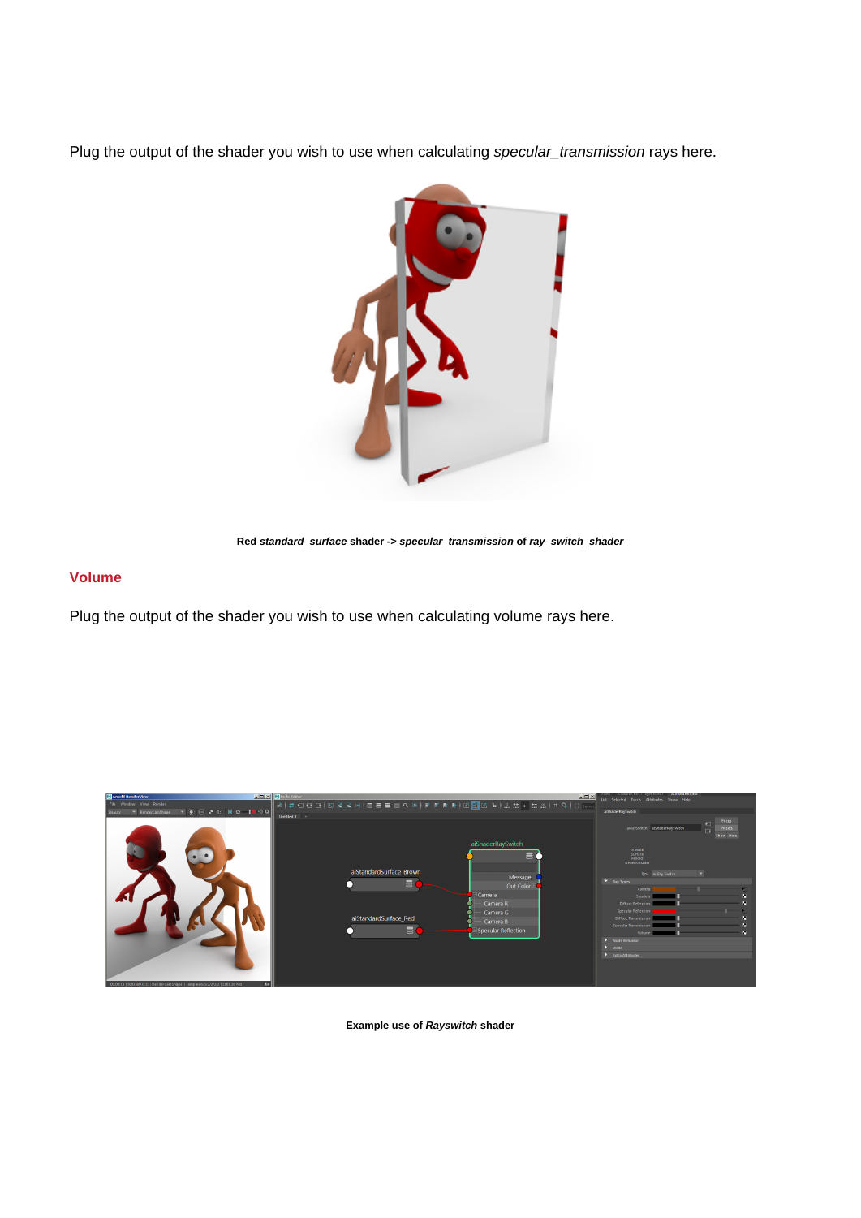Plug the output of the shader you wish to use when calculating *specular_transmission* rays here.

**Red *standard_surface* shader -> *specular_transmission* of *ray_switch_shader***

## Volume

Plug the output of the shader you wish to use when calculating volume rays here.

**Example use of *Rayswitch* shader**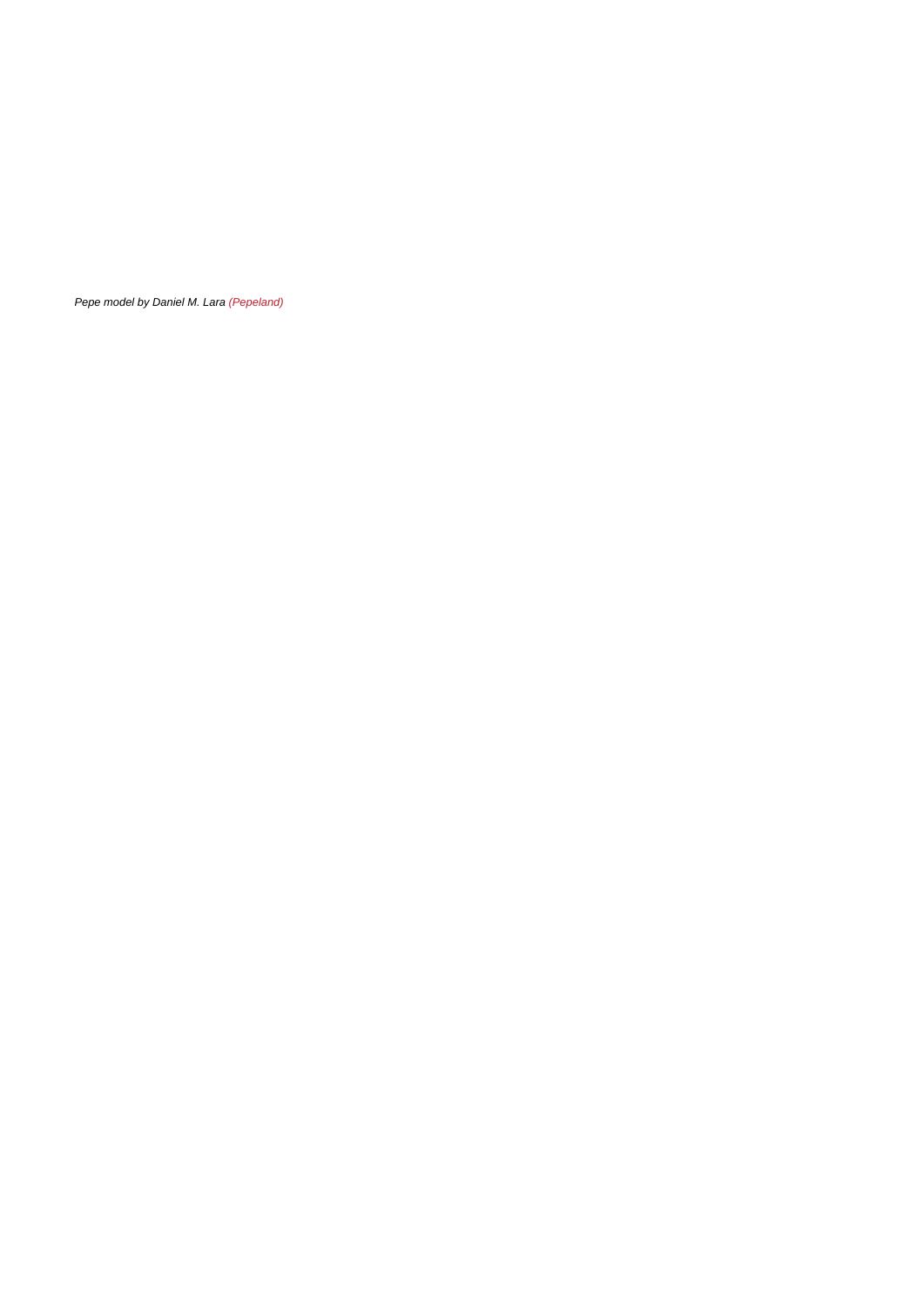*Pepe model by Daniel M. Lara (Pepeland)*